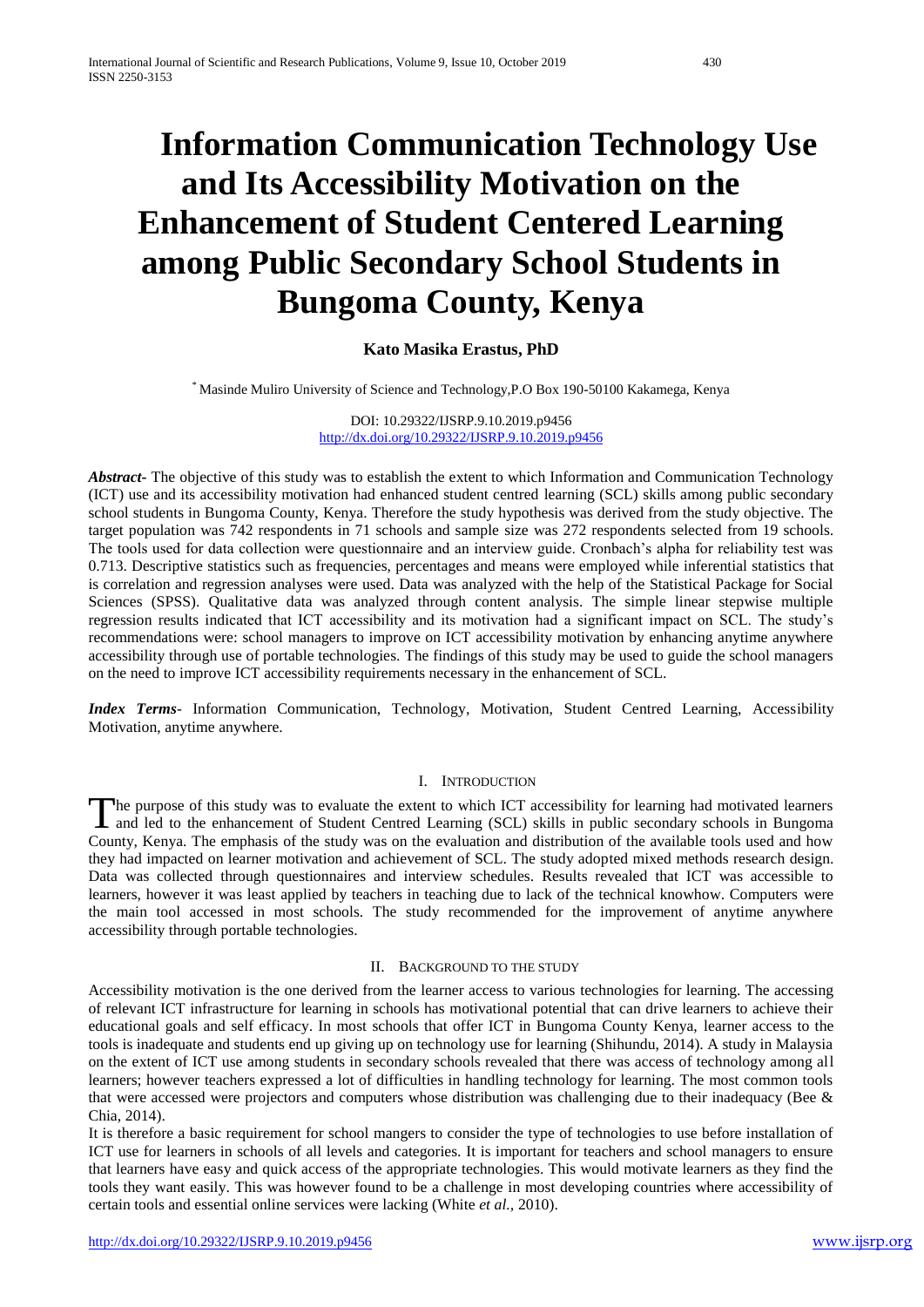# Information Communication Technology Use and Its Accessibility Motivation on the Enhancement of Student Centered Learning among Public Secondary School Students in Bungoma County, Kenya

**Kato Masika Erastus, PhD**

[*] Masinde Muliro University of Science and Technology,P.O Box 190-50100 Kakamega, Kenya

DOI: 10.29322/IJSRP.9.10.2019.p9456
http://dx.doi.org/10.29322/IJSRP.9.10.2019.p9456

***Abstract-*** The objective of this study was to establish the extent to which Information and Communication Technology (ICT) use and its accessibility motivation had enhanced student centred learning (SCL) skills among public secondary school students in Bungoma County, Kenya. Therefore the study hypothesis was derived from the study objective. The target population was 742 respondents in 71 schools and sample size was 272 respondents selected from 19 schools. The tools used for data collection were questionnaire and an interview guide. Cronbach's alpha for reliability test was 0.713. Descriptive statistics such as frequencies, percentages and means were employed while inferential statistics that is correlation and regression analyses were used. Data was analyzed with the help of the Statistical Package for Social Sciences (SPSS). Qualitative data was analyzed through content analysis. The simple linear stepwise multiple regression results indicated that ICT accessibility and its motivation had a significant impact on SCL. The study's recommendations were: school managers to improve on ICT accessibility motivation by enhancing anytime anywhere accessibility through use of portable technologies. The findings of this study may be used to guide the school managers on the need to improve ICT accessibility requirements necessary in the enhancement of SCL.

***Index Terms-*** Information Communication, Technology, Motivation, Student Centred Learning, Accessibility Motivation, anytime anywhere.

## I. Introduction

The purpose of this study was to evaluate the extent to which ICT accessibility for learning had motivated learners and led to the enhancement of Student Centred Learning (SCL) skills in public secondary schools in Bungoma County, Kenya. The emphasis of the study was on the evaluation and distribution of the available tools used and how they had impacted on learner motivation and achievement of SCL. The study adopted mixed methods research design. Data was collected through questionnaires and interview schedules. Results revealed that ICT was accessible to learners, however it was least applied by teachers in teaching due to lack of the technical knowhow. Computers were the main tool accessed in most schools. The study recommended for the improvement of anytime anywhere accessibility through portable technologies.

## II. Background to the Study

Accessibility motivation is the one derived from the learner access to various technologies for learning. The accessing of relevant ICT infrastructure for learning in schools has motivational potential that can drive learners to achieve their educational goals and self efficacy. In most schools that offer ICT in Bungoma County Kenya, learner access to the tools is inadequate and students end up giving up on technology use for learning (Shihundu, 2014). A study in Malaysia on the extent of ICT use among students in secondary schools revealed that there was access of technology among all learners; however teachers expressed a lot of difficulties in handling technology for learning. The most common tools that were accessed were projectors and computers whose distribution was challenging due to their inadequacy (Bee & Chia, 2014).

It is therefore a basic requirement for school mangers to consider the type of technologies to use before installation of ICT use for learners in schools of all levels and categories. It is important for teachers and school managers to ensure that learners have easy and quick access of the appropriate technologies. This would motivate learners as they find the tools they want easily. This was however found to be a challenge in most developing countries where accessibility of certain tools and essential online services were lacking (White *et al.,* 2010).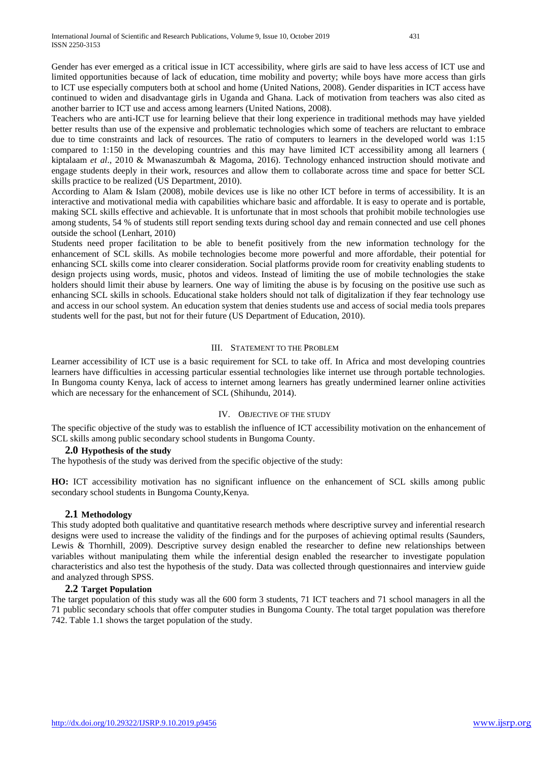Gender has ever emerged as a critical issue in ICT accessibility, where girls are said to have less access of ICT use and limited opportunities because of lack of education, time mobility and poverty; while boys have more access than girls to ICT use especially computers both at school and home (United Nations, 2008). Gender disparities in ICT access have continued to widen and disadvantage girls in Uganda and Ghana. Lack of motivation from teachers was also cited as another barrier to ICT use and access among learners (United Nations, 2008).

Teachers who are anti-ICT use for learning believe that their long experience in traditional methods may have yielded better results than use of the expensive and problematic technologies which some of teachers are reluctant to embrace due to time constraints and lack of resources. The ratio of computers to learners in the developed world was 1:15 compared to 1:150 in the developing countries and this may have limited ICT accessibility among all learners ( kiptalaam *et al*., 2010 & Mwanaszumbah & Magoma, 2016). Technology enhanced instruction should motivate and engage students deeply in their work, resources and allow them to collaborate across time and space for better SCL skills practice to be realized (US Department, 2010).

According to Alam & Islam (2008), mobile devices use is like no other ICT before in terms of accessibility. It is an interactive and motivational media with capabilities whichare basic and affordable. It is easy to operate and is portable, making SCL skills effective and achievable. It is unfortunate that in most schools that prohibit mobile technologies use among students, 54 % of students still report sending texts during school day and remain connected and use cell phones outside the school (Lenhart, 2010)

Students need proper facilitation to be able to benefit positively from the new information technology for the enhancement of SCL skills. As mobile technologies become more powerful and more affordable, their potential for enhancing SCL skills come into clearer consideration. Social platforms provide room for creativity enabling students to design projects using words, music, photos and videos. Instead of limiting the use of mobile technologies the stake holders should limit their abuse by learners. One way of limiting the abuse is by focusing on the positive use such as enhancing SCL skills in schools. Educational stake holders should not talk of digitalization if they fear technology use and access in our school system. An education system that denies students use and access of social media tools prepares students well for the past, but not for their future (US Department of Education, 2010).

## III. Statement to the Problem

Learner accessibility of ICT use is a basic requirement for SCL to take off. In Africa and most developing countries learners have difficulties in accessing particular essential technologies like internet use through portable technologies. In Bungoma county Kenya, lack of access to internet among learners has greatly undermined learner online activities which are necessary for the enhancement of SCL (Shihundu, 2014).

## IV. Objective of the Study

The specific objective of the study was to establish the influence of ICT accessibility motivation on the enhancement of SCL skills among public secondary school students in Bungoma County.

### 2.0 Hypothesis of the study

The hypothesis of the study was derived from the specific objective of the study:

**HO:** ICT accessibility motivation has no significant influence on the enhancement of SCL skills among public secondary school students in Bungoma County,Kenya.

### 2.1 Methodology

This study adopted both qualitative and quantitative research methods where descriptive survey and inferential research designs were used to increase the validity of the findings and for the purposes of achieving optimal results (Saunders, Lewis & Thornhill, 2009). Descriptive survey design enabled the researcher to define new relationships between variables without manipulating them while the inferential design enabled the researcher to investigate population characteristics and also test the hypothesis of the study. Data was collected through questionnaires and interview guide and analyzed through SPSS.

### 2.2 Target Population

The target population of this study was all the 600 form 3 students, 71 ICT teachers and 71 school managers in all the 71 public secondary schools that offer computer studies in Bungoma County. The total target population was therefore 742. Table 1.1 shows the target population of the study.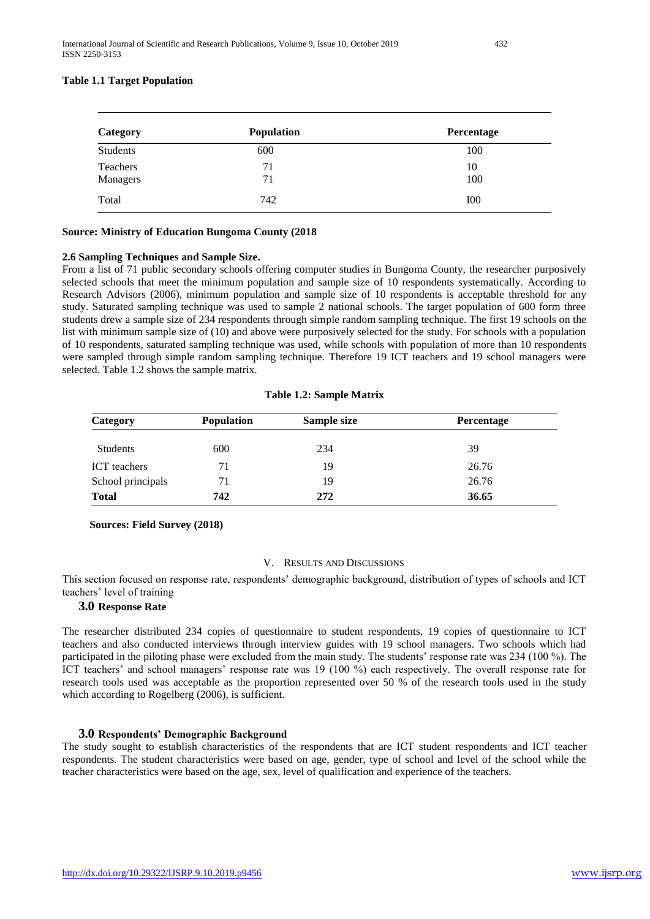**Table 1.1 Target Population**

| Category | Population | Percentage |
|---|---|---|
| Students | 600 | 100 |
| Teachers | 71 | 10 |
| Managers | 71 | 100 |
| Total | 742 | I00 |

**Source: Ministry of Education Bungoma County (2018**

### 2.6 Sampling Techniques and Sample Size.

From a list of 71 public secondary schools offering computer studies in Bungoma County, the researcher purposively selected schools that meet the minimum population and sample size of 10 respondents systematically. According to Research Advisors (2006), minimum population and sample size of 10 respondents is acceptable threshold for any study. Saturated sampling technique was used to sample 2 national schools. The target population of 600 form three students drew a sample size of 234 respondents through simple random sampling technique. The first 19 schools on the list with minimum sample size of (10) and above were purposively selected for the study. For schools with a population of 10 respondents, saturated sampling technique was used, while schools with population of more than 10 respondents were sampled through simple random sampling technique. Therefore 19 ICT teachers and 19 school managers were selected. Table 1.2 shows the sample matrix.

**Table 1.2: Sample Matrix**

| Category | Population | Sample size | Percentage |
|---|---|---|---|
| Students | 600 | 234 | 39 |
| ICT teachers | 71 | 19 | 26.76 |
| School principals | 71 | 19 | 26.76 |
| **Total** | **742** | **272** | **36.65** |

**Sources: Field Survey (2018)**

## V. Results and Discussions

This section focused on response rate, respondents' demographic background, distribution of types of schools and ICT teachers' level of training

### 3.0 Response Rate

The researcher distributed 234 copies of questionnaire to student respondents, 19 copies of questionnaire to ICT teachers and also conducted interviews through interview guides with 19 school managers. Two schools which had participated in the piloting phase were excluded from the main study. The students' response rate was 234 (100 %). The ICT teachers' and school managers' response rate was 19 (100 %) each respectively. The overall response rate for research tools used was acceptable as the proportion represented over 50 % of the research tools used in the study which according to Rogelberg (2006), is sufficient.

### 3.0 Respondents' Demographic Background

The study sought to establish characteristics of the respondents that are ICT student respondents and ICT teacher respondents. The student characteristics were based on age, gender, type of school and level of the school while the teacher characteristics were based on the age, sex, level of qualification and experience of the teachers.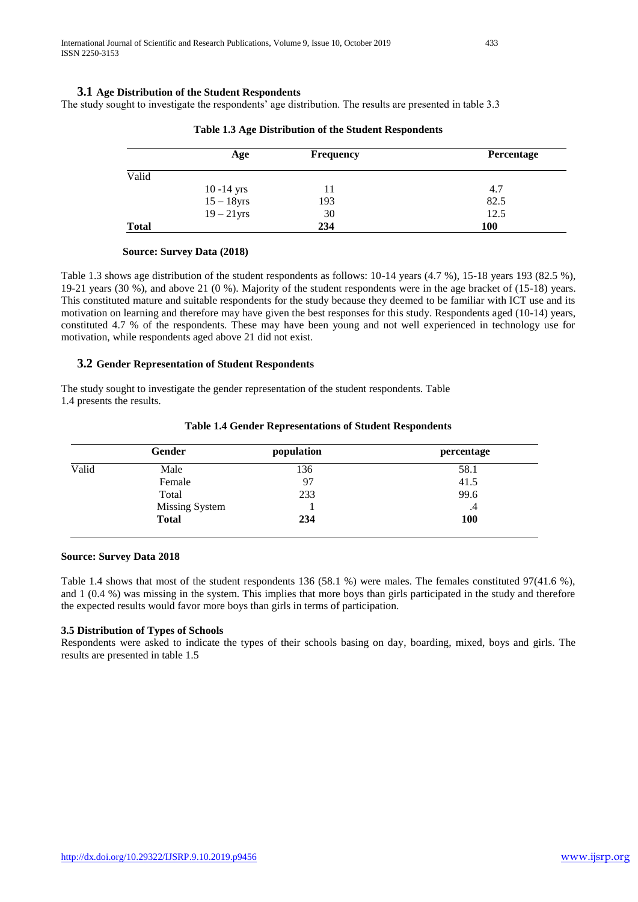### 3.1 Age Distribution of the Student Respondents

The study sought to investigate the respondents' age distribution. The results are presented in table 3.3

**Table 1.3 Age Distribution of the Student Respondents**

| | Age | Frequency | Percentage |
|---|---|---|---|
| Valid | | | |
| | 10 -14 yrs | 11 | 4.7 |
| | 15 – 18yrs | 193 | 82.5 |
| | 19 – 21yrs | 30 | 12.5 |
| **Total** | | **234** | **100** |

**Source: Survey Data (2018)**

Table 1.3 shows age distribution of the student respondents as follows: 10-14 years (4.7 %), 15-18 years 193 (82.5 %), 19-21 years (30 %), and above 21 (0 %). Majority of the student respondents were in the age bracket of (15-18) years. This constituted mature and suitable respondents for the study because they deemed to be familiar with ICT use and its motivation on learning and therefore may have given the best responses for this study. Respondents aged (10-14) years, constituted 4.7 % of the respondents. These may have been young and not well experienced in technology use for motivation, while respondents aged above 21 did not exist.

### 3.2 Gender Representation of Student Respondents

The study sought to investigate the gender representation of the student respondents. Table 1.4 presents the results.

**Table 1.4 Gender Representations of Student Respondents**

| | Gender | population | percentage |
|---|---|---|---|
| Valid | Male | 136 | 58.1 |
| | Female | 97 | 41.5 |
| | Total | 233 | 99.6 |
| | Missing System | 1 | .4 |
| | **Total** | **234** | **100** |

**Source: Survey Data 2018**

Table 1.4 shows that most of the student respondents 136 (58.1 %) were males. The females constituted 97(41.6 %), and 1 (0.4 %) was missing in the system. This implies that more boys than girls participated in the study and therefore the expected results would favor more boys than girls in terms of participation.

**3.5 Distribution of Types of Schools**

Respondents were asked to indicate the types of their schools basing on day, boarding, mixed, boys and girls. The results are presented in table 1.5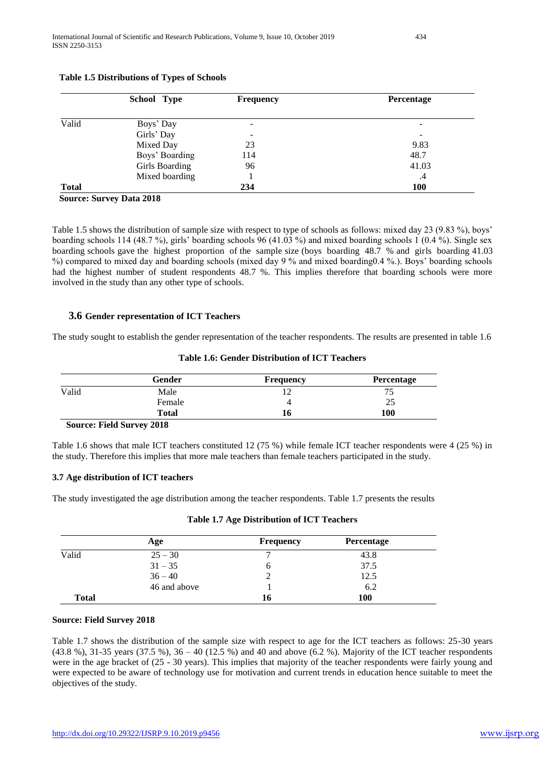**Table 1.5 Distributions of Types of Schools**

| | School Type | Frequency | Percentage |
|---|---|---|---|
| Valid | Boys' Day | - | - |
| | Girls' Day | - | - |
| | Mixed Day | 23 | 9.83 |
| | Boys' Boarding | 114 | 48.7 |
| | Girls Boarding | 96 | 41.03 |
| | Mixed boarding | 1 | .4 |
| **Total** | | **234** | **100** |

**Source: Survey Data 2018**

Table 1.5 shows the distribution of sample size with respect to type of schools as follows: mixed day 23 (9.83 %), boys' boarding schools 114 (48.7 %), girls' boarding schools 96 (41.03 %) and mixed boarding schools 1 (0.4 %). Single sex boarding schools gave the highest proportion of the sample size (boys boarding 48.7 % and girls boarding 41.03 %) compared to mixed day and boarding schools (mixed day 9 % and mixed boarding0.4 %.). Boys' boarding schools had the highest number of student respondents 48.7 %. This implies therefore that boarding schools were more involved in the study than any other type of schools.

### 3.6 Gender representation of ICT Teachers

The study sought to establish the gender representation of the teacher respondents. The results are presented in table 1.6

**Table 1.6: Gender Distribution of ICT Teachers**

| | Gender | Frequency | Percentage |
|---|---|---|---|
| Valid | Male | 12 | 75 |
| | Female | 4 | 25 |
| | **Total** | **16** | **100** |

**Source: Field Survey 2018**

Table 1.6 shows that male ICT teachers constituted 12 (75 %) while female ICT teacher respondents were 4 (25 %) in the study. Therefore this implies that more male teachers than female teachers participated in the study.

### 3.7 Age distribution of ICT teachers

The study investigated the age distribution among the teacher respondents. Table 1.7 presents the results

**Table 1.7 Age Distribution of ICT Teachers**

| | Age | Frequency | Percentage |
|---|---|---|---|
| Valid | 25 – 30 | 7 | 43.8 |
| | 31 – 35 | 6 | 37.5 |
| | 36 – 40 | 2 | 12.5 |
| | 46 and above | 1 | 6.2 |
| **Total** | | **16** | **100** |

**Source: Field Survey 2018**

Table 1.7 shows the distribution of the sample size with respect to age for the ICT teachers as follows: 25-30 years (43.8 %), 31-35 years (37.5 %), 36 – 40 (12.5 %) and 40 and above (6.2 %). Majority of the ICT teacher respondents were in the age bracket of (25 - 30 years). This implies that majority of the teacher respondents were fairly young and were expected to be aware of technology use for motivation and current trends in education hence suitable to meet the objectives of the study.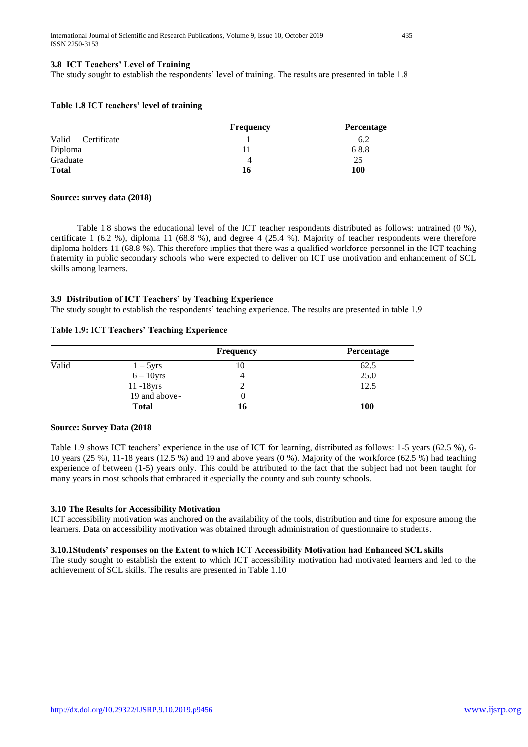### 3.8 ICT Teachers' Level of Training

The study sought to establish the respondents' level of training. The results are presented in table 1.8

**Table 1.8 ICT teachers' level of training**

| | Frequency | Percentage |
|---|---|---|
| Valid Certificate | 1 | 6.2 |
| Diploma | 11 | 6 8.8 |
| Graduate | 4 | 25 |
| **Total** | **16** | **100** |

**Source: survey data (2018)**

Table 1.8 shows the educational level of the ICT teacher respondents distributed as follows: untrained (0 %), certificate 1 (6.2 %), diploma 11 (68.8 %), and degree 4 (25.4 %). Majority of teacher respondents were therefore diploma holders 11 (68.8 %). This therefore implies that there was a qualified workforce personnel in the ICT teaching fraternity in public secondary schools who were expected to deliver on ICT use motivation and enhancement of SCL skills among learners.

### 3.9 Distribution of ICT Teachers' by Teaching Experience

The study sought to establish the respondents' teaching experience. The results are presented in table 1.9

**Table 1.9: ICT Teachers' Teaching Experience**

| | | Frequency | Percentage |
|---|---|---|---|
| Valid | 1 – 5yrs | 10 | 62.5 |
| | 6 – 10yrs | 4 | 25.0 |
| | 11 -18yrs | 2 | 12.5 |
| | 19 and above- | 0 | |
| | **Total** | **16** | **100** |

**Source: Survey Data (2018**

Table 1.9 shows ICT teachers' experience in the use of ICT for learning, distributed as follows: 1-5 years (62.5 %), 6-10 years (25 %), 11-18 years (12.5 %) and 19 and above years (0 %). Majority of the workforce (62.5 %) had teaching experience of between (1-5) years only. This could be attributed to the fact that the subject had not been taught for many years in most schools that embraced it especially the county and sub county schools.

### 3.10 The Results for Accessibility Motivation

ICT accessibility motivation was anchored on the availability of the tools, distribution and time for exposure among the learners. Data on accessibility motivation was obtained through administration of questionnaire to students.

#### 3.10.1Students' responses on the Extent to which ICT Accessibility Motivation had Enhanced SCL skills

The study sought to establish the extent to which ICT accessibility motivation had motivated learners and led to the achievement of SCL skills. The results are presented in Table 1.10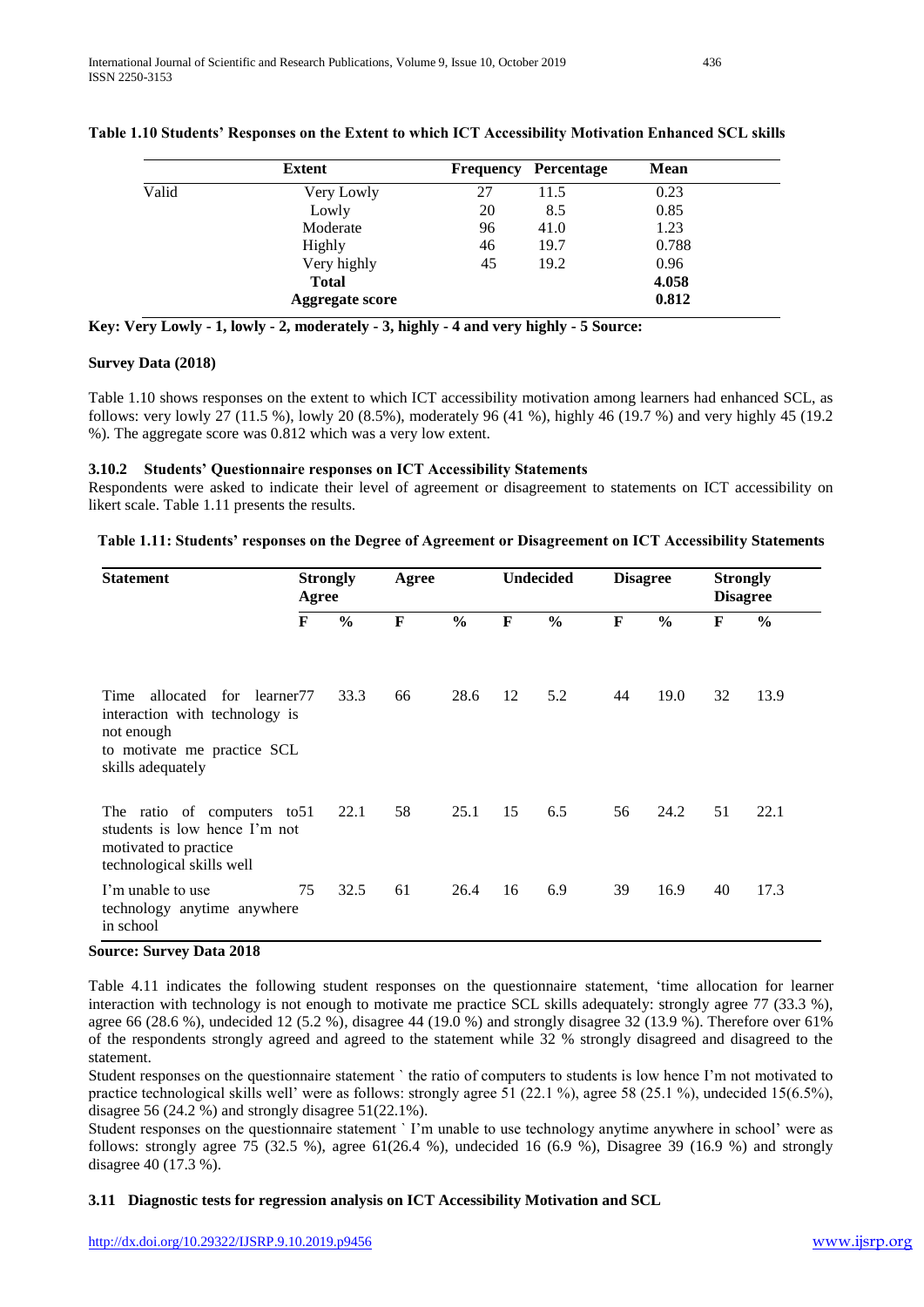**Table 1.10 Students' Responses on the Extent to which ICT Accessibility Motivation Enhanced SCL skills**

| | Extent | Frequency | Percentage | Mean |
|---|---|---|---|---|
| Valid | Very Lowly | 27 | 11.5 | 0.23 |
| | Lowly | 20 | 8.5 | 0.85 |
| | Moderate | 96 | 41.0 | 1.23 |
| | Highly | 46 | 19.7 | 0.788 |
| | Very highly | 45 | 19.2 | 0.96 |
| | **Total** | | | **4.058** |
| | **Aggregate score** | | | **0.812** |

**Key: Very Lowly - 1, lowly - 2, moderately - 3, highly - 4 and very highly - 5 Source:**

**Survey Data (2018)**

Table 1.10 shows responses on the extent to which ICT accessibility motivation among learners had enhanced SCL, as follows: very lowly 27 (11.5 %), lowly 20 (8.5%), moderately 96 (41 %), highly 46 (19.7 %) and very highly 45 (19.2 %). The aggregate score was 0.812 which was a very low extent.

### 3.10.2 Students' Questionnaire responses on ICT Accessibility Statements

Respondents were asked to indicate their level of agreement or disagreement to statements on ICT accessibility on likert scale. Table 1.11 presents the results.

**Table 1.11: Students' responses on the Degree of Agreement or Disagreement on ICT Accessibility Statements**

| Statement | Strongly Agree | | Agree | | Undecided | | Disagree | | Strongly Disagree | |
|---|---|---|---|---|---|---|---|---|---|---|
| | F | % | F | % | F | % | F | % | F | % |
| Time allocated for learner interaction with technology is not enough to motivate me practice SCL skills adequately | 77 | 33.3 | 66 | 28.6 | 12 | 5.2 | 44 | 19.0 | 32 | 13.9 |
| The ratio of computers to students is low hence I'm not motivated to practice technological skills well | 51 | 22.1 | 58 | 25.1 | 15 | 6.5 | 56 | 24.2 | 51 | 22.1 |
| I'm unable to use technology anytime anywhere in school | 75 | 32.5 | 61 | 26.4 | 16 | 6.9 | 39 | 16.9 | 40 | 17.3 |

**Source: Survey Data 2018**

Table 4.11 indicates the following student responses on the questionnaire statement, 'time allocation for learner interaction with technology is not enough to motivate me practice SCL skills adequately: strongly agree 77 (33.3 %), agree 66 (28.6 %), undecided 12 (5.2 %), disagree 44 (19.0 %) and strongly disagree 32 (13.9 %). Therefore over 61% of the respondents strongly agreed and agreed to the statement while 32 % strongly disagreed and disagreed to the statement.

Student responses on the questionnaire statement ` the ratio of computers to students is low hence I'm not motivated to practice technological skills well' were as follows: strongly agree 51 (22.1 %), agree 58 (25.1 %), undecided 15(6.5%), disagree 56 (24.2 %) and strongly disagree 51(22.1%).

Student responses on the questionnaire statement ` I'm unable to use technology anytime anywhere in school' were as follows: strongly agree 75 (32.5 %), agree 61(26.4 %), undecided 16 (6.9 %), Disagree 39 (16.9 %) and strongly disagree 40 (17.3 %).

## 3.11 Diagnostic tests for regression analysis on ICT Accessibility Motivation and SCL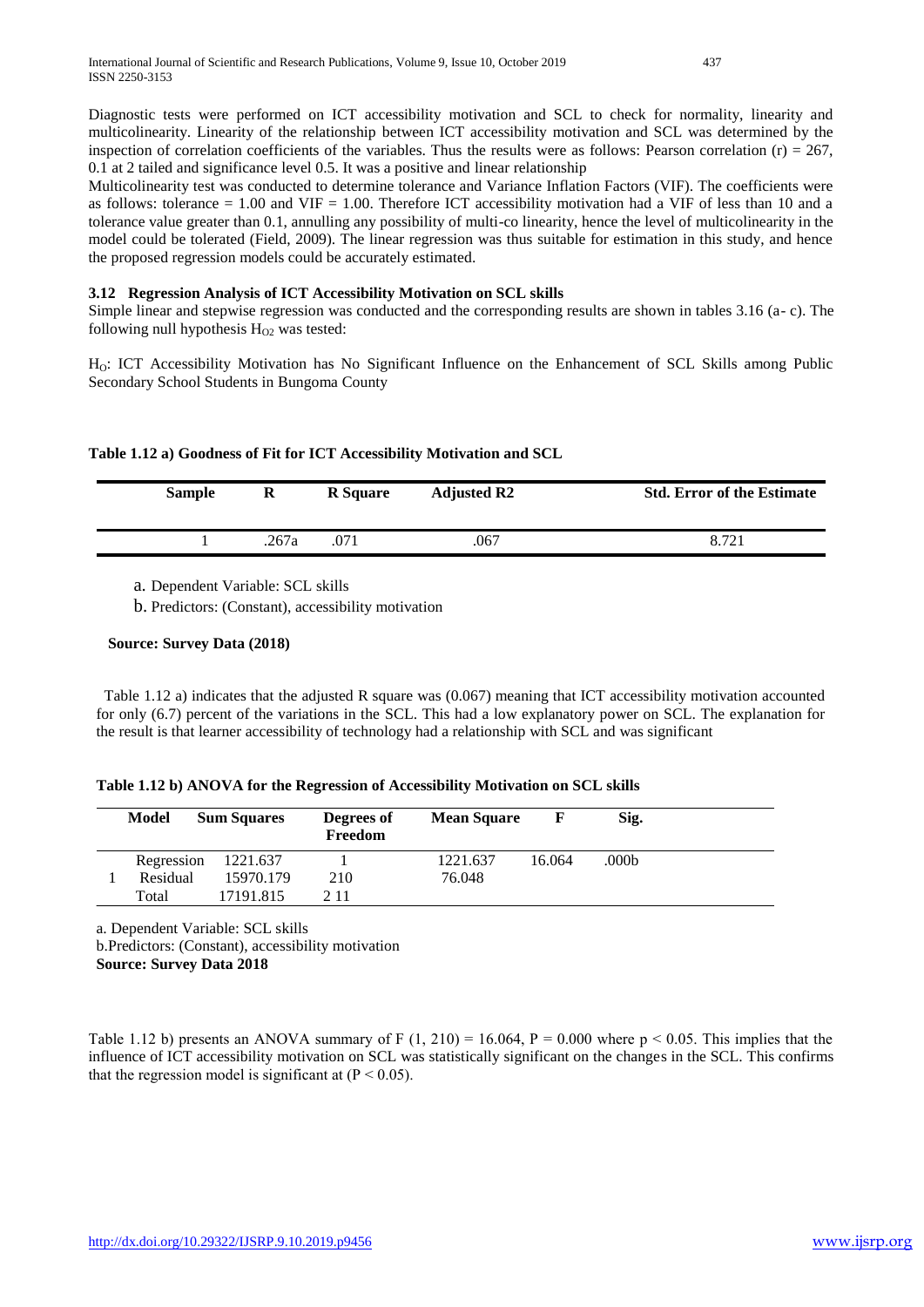Diagnostic tests were performed on ICT accessibility motivation and SCL to check for normality, linearity and multicolinearity. Linearity of the relationship between ICT accessibility motivation and SCL was determined by the inspection of correlation coefficients of the variables. Thus the results were as follows: Pearson correlation (r) = 267, 0.1 at 2 tailed and significance level 0.5. It was a positive and linear relationship

Multicolinearity test was conducted to determine tolerance and Variance Inflation Factors (VIF). The coefficients were as follows: tolerance = 1.00 and VIF = 1.00. Therefore ICT accessibility motivation had a VIF of less than 10 and a tolerance value greater than 0.1, annulling any possibility of multi-co linearity, hence the level of multicolinearity in the model could be tolerated (Field, 2009). The linear regression was thus suitable for estimation in this study, and hence the proposed regression models could be accurately estimated.

### 3.12 Regression Analysis of ICT Accessibility Motivation on SCL skills

Simple linear and stepwise regression was conducted and the corresponding results are shown in tables 3.16 (a- c). The following null hypothesis $H_{O2}$ was tested:

$H_O$: ICT Accessibility Motivation has No Significant Influence on the Enhancement of SCL Skills among Public Secondary School Students in Bungoma County

**Table 1.12 a) Goodness of Fit for ICT Accessibility Motivation and SCL**

| Sample | R | R Square | Adjusted R2 | Std. Error of the Estimate |
|---|---|---|---|---|
| 1 | .267a | .071 | .067 | 8.721 |

a. Dependent Variable: SCL skills

b. Predictors: (Constant), accessibility motivation

**Source: Survey Data (2018)**

Table 1.12 a) indicates that the adjusted R square was (0.067) meaning that ICT accessibility motivation accounted for only (6.7) percent of the variations in the SCL. This had a low explanatory power on SCL. The explanation for the result is that learner accessibility of technology had a relationship with SCL and was significant

**Table 1.12 b) ANOVA for the Regression of Accessibility Motivation on SCL skills**

| Model | | Sum Squares | Degrees of Freedom | Mean Square | F | Sig. |
|---|---|---|---|---|---|---|
| 1 | Regression | 1221.637 | 1 | 1221.637 | 16.064 | .000b |
| | Residual | 15970.179 | 210 | 76.048 | | |
| | Total | 17191.815 | 2 11 | | | |

a. Dependent Variable: SCL skills

b.Predictors: (Constant), accessibility motivation

**Source: Survey Data 2018**

Table 1.12 b) presents an ANOVA summary of F (1, 210) = 16.064, P = 0.000 where $p < 0.05$. This implies that the influence of ICT accessibility motivation on SCL was statistically significant on the changes in the SCL. This confirms that the regression model is significant at ($P < 0.05$).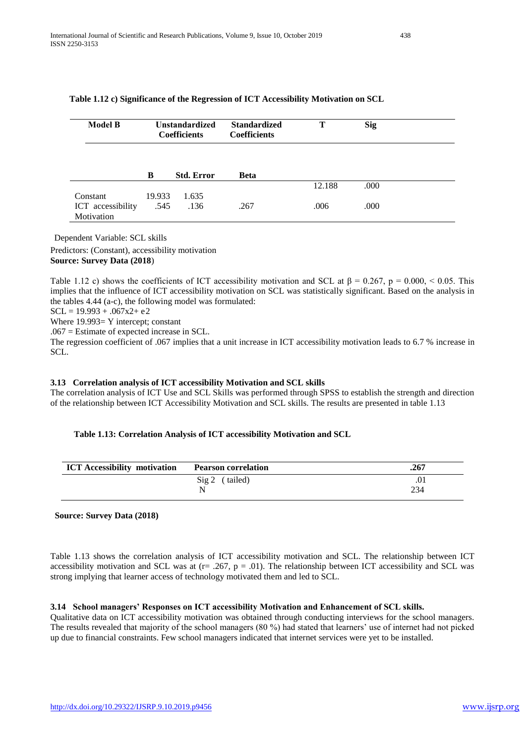**Table 1.12 c) Significance of the Regression of ICT Accessibility Motivation on SCL**

| Model B | Unstandardized Coefficients | | Standardized Coefficients | T | Sig |
|---|---|---|---|---|---|
| | B | Std. Error | Beta | | |
| Constant | 19.933 | 1.635 | | 12.188 | .000 |
| ICT accessibility Motivation | .545 | .136 | .267 | .006 | .000 |

Dependent Variable: SCL skills

Predictors: (Constant), accessibility motivation

**Source: Survey Data (2018)**

Table 1.12 c) shows the coefficients of ICT accessibility motivation and SCL at $\beta = 0.267$, $p = 0.000$, $< 0.05$. This implies that the influence of ICT accessibility motivation on SCL was statistically significant. Based on the analysis in the tables 4.44 (a-c), the following model was formulated:

$SCL = 19.993 + .067x2 + e2$

Where 19.993= Y intercept; constant

.067 = Estimate of expected increase in SCL.

The regression coefficient of .067 implies that a unit increase in ICT accessibility motivation leads to 6.7 % increase in SCL.

### 3.13 Correlation analysis of ICT accessibility Motivation and SCL skills

The correlation analysis of ICT Use and SCL Skills was performed through SPSS to establish the strength and direction of the relationship between ICT Accessibility Motivation and SCL skills. The results are presented in table 1.13

**Table 1.13: Correlation Analysis of ICT accessibility Motivation and SCL**

| ICT Accessibility motivation | Pearson correlation | .267 |
|---|---|---|
| | Sig 2 (tailed) | .01 |
| | N | 234 |

**Source: Survey Data (2018)**

Table 1.13 shows the correlation analysis of ICT accessibility motivation and SCL. The relationship between ICT accessibility motivation and SCL was at ($r = .267$, $p = .01$). The relationship between ICT accessibility and SCL was strong implying that learner access of technology motivated them and led to SCL.

### 3.14 School managers' Responses on ICT accessibility Motivation and Enhancement of SCL skills.

Qualitative data on ICT accessibility motivation was obtained through conducting interviews for the school managers. The results revealed that majority of the school managers (80 %) had stated that learners' use of internet had not picked up due to financial constraints. Few school managers indicated that internet services were yet to be installed.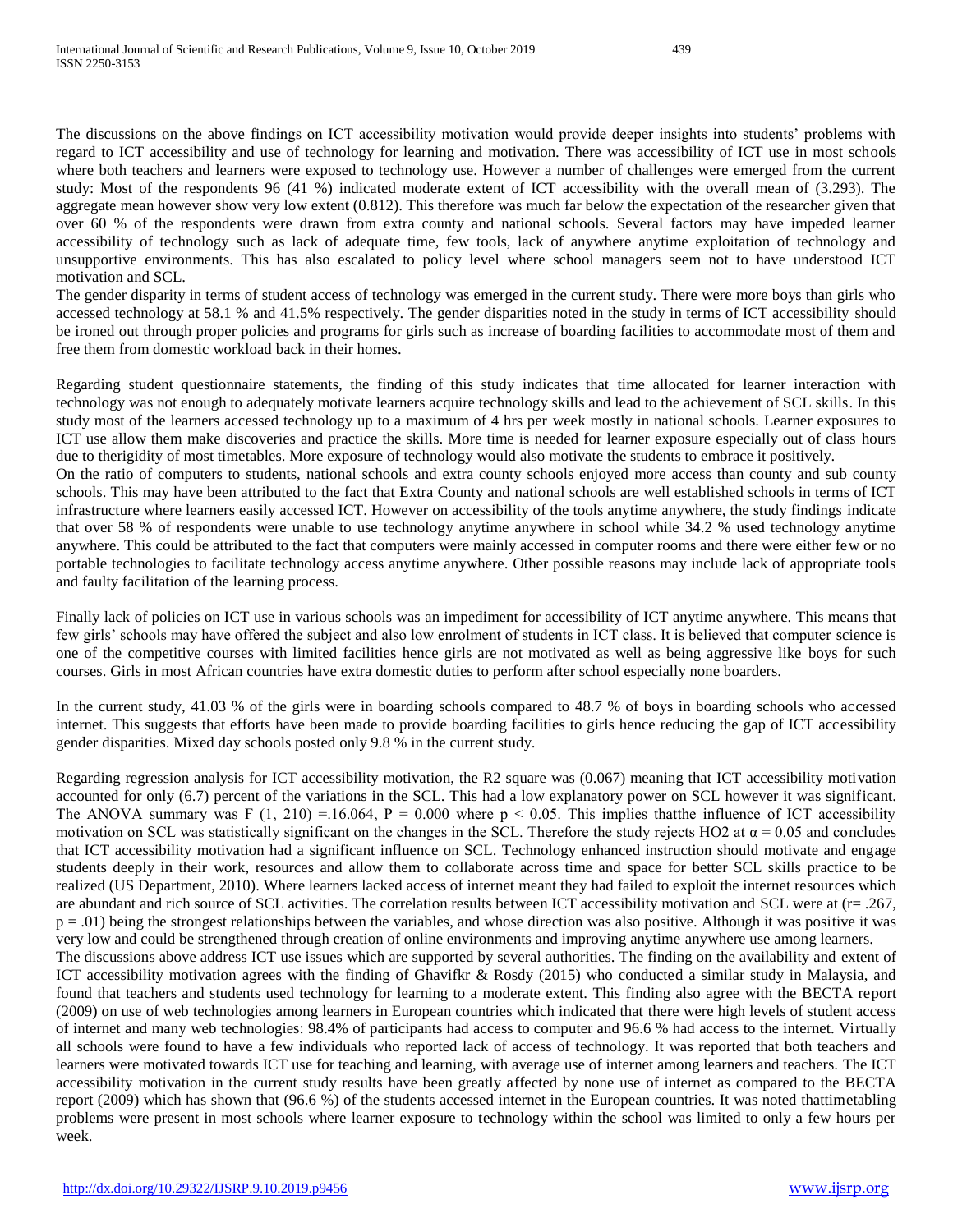The discussions on the above findings on ICT accessibility motivation would provide deeper insights into students' problems with regard to ICT accessibility and use of technology for learning and motivation. There was accessibility of ICT use in most schools where both teachers and learners were exposed to technology use. However a number of challenges were emerged from the current study: Most of the respondents 96 (41 %) indicated moderate extent of ICT accessibility with the overall mean of (3.293). The aggregate mean however show very low extent (0.812). This therefore was much far below the expectation of the researcher given that over 60 % of the respondents were drawn from extra county and national schools. Several factors may have impeded learner accessibility of technology such as lack of adequate time, few tools, lack of anywhere anytime exploitation of technology and unsupportive environments. This has also escalated to policy level where school managers seem not to have understood ICT motivation and SCL.

The gender disparity in terms of student access of technology was emerged in the current study. There were more boys than girls who accessed technology at 58.1 % and 41.5% respectively. The gender disparities noted in the study in terms of ICT accessibility should be ironed out through proper policies and programs for girls such as increase of boarding facilities to accommodate most of them and free them from domestic workload back in their homes.

Regarding student questionnaire statements, the finding of this study indicates that time allocated for learner interaction with technology was not enough to adequately motivate learners acquire technology skills and lead to the achievement of SCL skills. In this study most of the learners accessed technology up to a maximum of 4 hrs per week mostly in national schools. Learner exposures to ICT use allow them make discoveries and practice the skills. More time is needed for learner exposure especially out of class hours due to therigidity of most timetables. More exposure of technology would also motivate the students to embrace it positively.

On the ratio of computers to students, national schools and extra county schools enjoyed more access than county and sub county schools. This may have been attributed to the fact that Extra County and national schools are well established schools in terms of ICT infrastructure where learners easily accessed ICT. However on accessibility of the tools anytime anywhere, the study findings indicate that over 58 % of respondents were unable to use technology anytime anywhere in school while 34.2 % used technology anytime anywhere. This could be attributed to the fact that computers were mainly accessed in computer rooms and there were either few or no portable technologies to facilitate technology access anytime anywhere. Other possible reasons may include lack of appropriate tools and faulty facilitation of the learning process.

Finally lack of policies on ICT use in various schools was an impediment for accessibility of ICT anytime anywhere. This means that few girls' schools may have offered the subject and also low enrolment of students in ICT class. It is believed that computer science is one of the competitive courses with limited facilities hence girls are not motivated as well as being aggressive like boys for such courses. Girls in most African countries have extra domestic duties to perform after school especially none boarders.

In the current study, 41.03 % of the girls were in boarding schools compared to 48.7 % of boys in boarding schools who accessed internet. This suggests that efforts have been made to provide boarding facilities to girls hence reducing the gap of ICT accessibility gender disparities. Mixed day schools posted only 9.8 % in the current study.

Regarding regression analysis for ICT accessibility motivation, the R2 square was (0.067) meaning that ICT accessibility motivation accounted for only (6.7) percent of the variations in the SCL. This had a low explanatory power on SCL however it was significant. The ANOVA summary was F (1, 210) =.16.064, P = 0.000 where $p < 0.05$. This implies thatthe influence of ICT accessibility motivation on SCL was statistically significant on the changes in the SCL. Therefore the study rejects HO2 at $\alpha = 0.05$ and concludes that ICT accessibility motivation had a significant influence on SCL. Technology enhanced instruction should motivate and engage students deeply in their work, resources and allow them to collaborate across time and space for better SCL skills practice to be realized (US Department, 2010). Where learners lacked access of internet meant they had failed to exploit the internet resources which are abundant and rich source of SCL activities. The correlation results between ICT accessibility motivation and SCL were at ($r = .267$, $p = .01$) being the strongest relationships between the variables, and whose direction was also positive. Although it was positive it was very low and could be strengthened through creation of online environments and improving anytime anywhere use among learners.

The discussions above address ICT use issues which are supported by several authorities. The finding on the availability and extent of ICT accessibility motivation agrees with the finding of Ghavifkr & Rosdy (2015) who conducted a similar study in Malaysia, and found that teachers and students used technology for learning to a moderate extent. This finding also agree with the BECTA report (2009) on use of web technologies among learners in European countries which indicated that there were high levels of student access of internet and many web technologies: 98.4% of participants had access to computer and 96.6 % had access to the internet. Virtually all schools were found to have a few individuals who reported lack of access of technology. It was reported that both teachers and learners were motivated towards ICT use for teaching and learning, with average use of internet among learners and teachers. The ICT accessibility motivation in the current study results have been greatly affected by none use of internet as compared to the BECTA report (2009) which has shown that (96.6 %) of the students accessed internet in the European countries. It was noted thattimetabling problems were present in most schools where learner exposure to technology within the school was limited to only a few hours per week.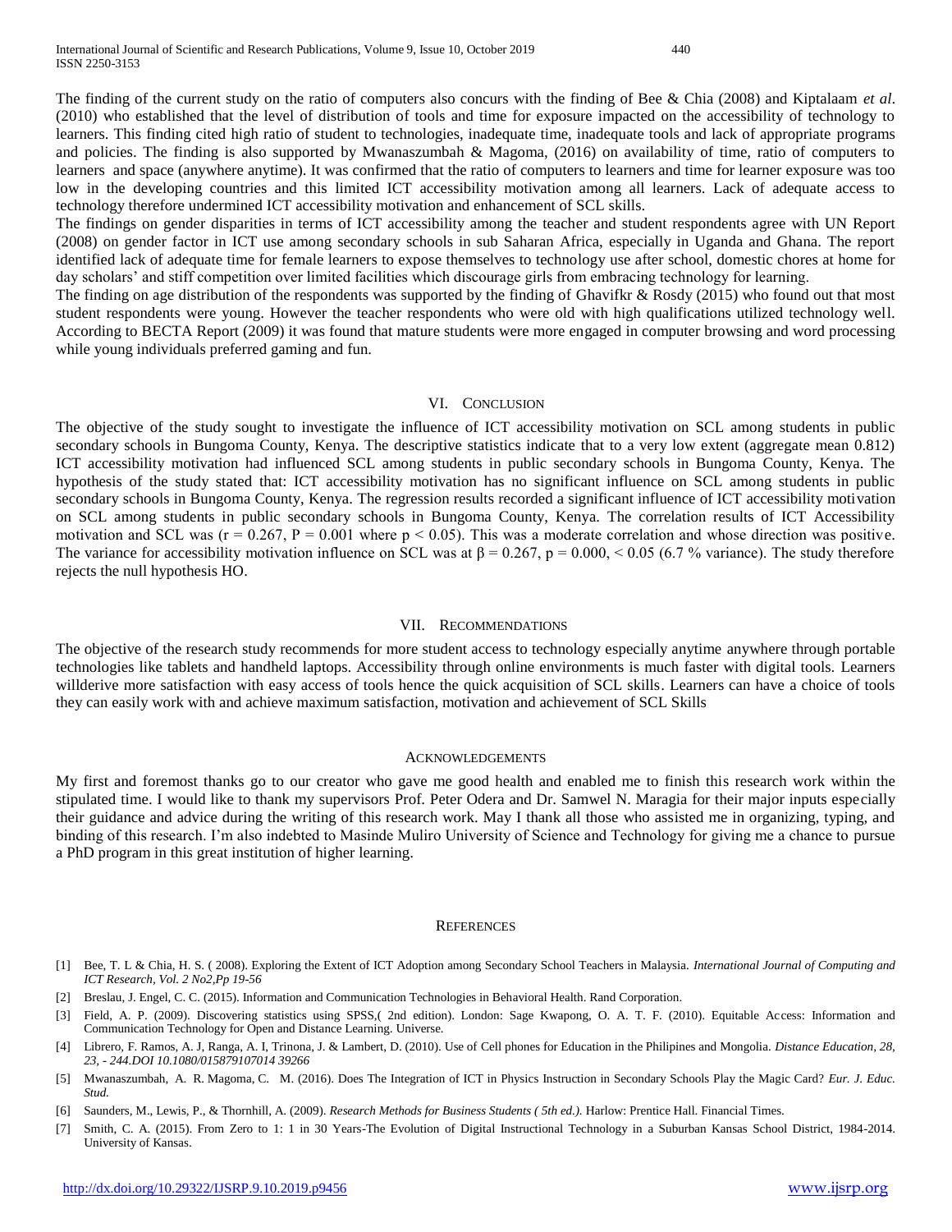The finding of the current study on the ratio of computers also concurs with the finding of Bee & Chia (2008) and Kiptalaam *et al*. (2010) who established that the level of distribution of tools and time for exposure impacted on the accessibility of technology to learners. This finding cited high ratio of student to technologies, inadequate time, inadequate tools and lack of appropriate programs and policies. The finding is also supported by Mwanaszumbah & Magoma, (2016) on availability of time, ratio of computers to learners and space (anywhere anytime). It was confirmed that the ratio of computers to learners and time for learner exposure was too low in the developing countries and this limited ICT accessibility motivation among all learners. Lack of adequate access to technology therefore undermined ICT accessibility motivation and enhancement of SCL skills.

The findings on gender disparities in terms of ICT accessibility among the teacher and student respondents agree with UN Report (2008) on gender factor in ICT use among secondary schools in sub Saharan Africa, especially in Uganda and Ghana. The report identified lack of adequate time for female learners to expose themselves to technology use after school, domestic chores at home for day scholars' and stiff competition over limited facilities which discourage girls from embracing technology for learning.

The finding on age distribution of the respondents was supported by the finding of Ghavifkr & Rosdy (2015) who found out that most student respondents were young. However the teacher respondents who were old with high qualifications utilized technology well. According to BECTA Report (2009) it was found that mature students were more engaged in computer browsing and word processing while young individuals preferred gaming and fun.

## VI. Conclusion

The objective of the study sought to investigate the influence of ICT accessibility motivation on SCL among students in public secondary schools in Bungoma County, Kenya. The descriptive statistics indicate that to a very low extent (aggregate mean 0.812) ICT accessibility motivation had influenced SCL among students in public secondary schools in Bungoma County, Kenya. The hypothesis of the study stated that: ICT accessibility motivation has no significant influence on SCL among students in public secondary schools in Bungoma County, Kenya. The regression results recorded a significant influence of ICT accessibility motivation on SCL among students in public secondary schools in Bungoma County, Kenya. The correlation results of ICT Accessibility motivation and SCL was ($r = 0.267$, $P = 0.001$ where $p < 0.05$). This was a moderate correlation and whose direction was positive. The variance for accessibility motivation influence on SCL was at $\beta = 0.267$, $p = 0.000$, $< 0.05$ (6.7 % variance). The study therefore rejects the null hypothesis HO.

## VII. Recommendations

The objective of the research study recommends for more student access to technology especially anytime anywhere through portable technologies like tablets and handheld laptops. Accessibility through online environments is much faster with digital tools. Learners willderive more satisfaction with easy access of tools hence the quick acquisition of SCL skills. Learners can have a choice of tools they can easily work with and achieve maximum satisfaction, motivation and achievement of SCL Skills

## Acknowledgements

My first and foremost thanks go to our creator who gave me good health and enabled me to finish this research work within the stipulated time. I would like to thank my supervisors Prof. Peter Odera and Dr. Samwel N. Maragia for their major inputs especially their guidance and advice during the writing of this research work. May I thank all those who assisted me in organizing, typing, and binding of this research. I'm also indebted to Masinde Muliro University of Science and Technology for giving me a chance to pursue a PhD program in this great institution of higher learning.

## References

[1] Bee, T. L & Chia, H. S. ( 2008). Exploring the Extent of ICT Adoption among Secondary School Teachers in Malaysia. *International Journal of Computing and ICT Research, Vol. 2 No2,Pp 19-56*

[2] Breslau, J. Engel, C. C. (2015). Information and Communication Technologies in Behavioral Health. Rand Corporation.

[3] Field, A. P. (2009). Discovering statistics using SPSS,( 2nd edition). London: Sage Kwapong, O. A. T. F. (2010). Equitable Access: Information and Communication Technology for Open and Distance Learning. Universe.

[4] Librero, F. Ramos, A. J, Ranga, A. I, Trinona, J. & Lambert, D. (2010). Use of Cell phones for Education in the Philipines and Mongolia. *Distance Education, 28, 23, - 244.DOI 10.1080/015879107014 39266*

[5] Mwanaszumbah, A. R. Magoma, C. M. (2016). Does The Integration of ICT in Physics Instruction in Secondary Schools Play the Magic Card? *Eur. J. Educ. Stud.*

[6] Saunders, M., Lewis, P., & Thornhill, A. (2009). *Research Methods for Business Students ( 5th ed.).* Harlow: Prentice Hall. Financial Times.

[7] Smith, C. A. (2015). From Zero to 1: 1 in 30 Years-The Evolution of Digital Instructional Technology in a Suburban Kansas School District, 1984-2014. University of Kansas.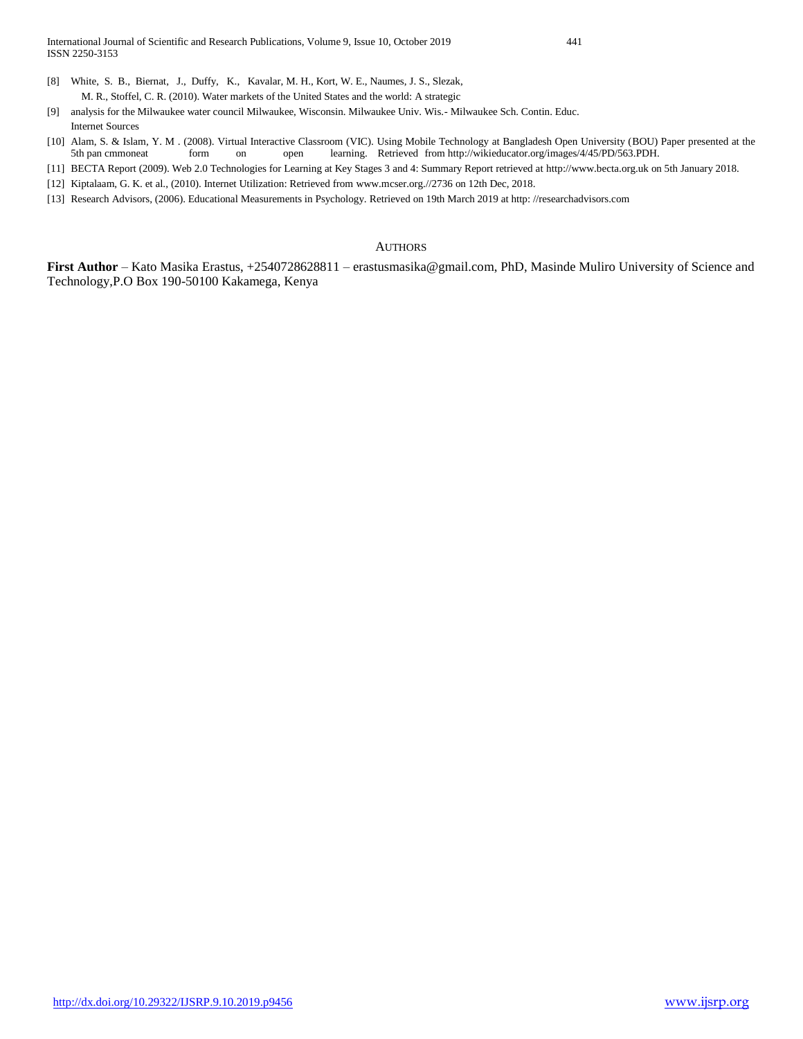[8] White, S. B., Biernat, J., Duffy, K., Kavalar, M. H., Kort, W. E., Naumes, J. S., Slezak, M. R., Stoffel, C. R. (2010). Water markets of the United States and the world: A strategic

[9] analysis for the Milwaukee water council Milwaukee, Wisconsin. Milwaukee Univ. Wis.- Milwaukee Sch. Contin. Educ. Internet Sources

[10] Alam, S. & Islam, Y. M . (2008). Virtual Interactive Classroom (VIC). Using Mobile Technology at Bangladesh Open University (BOU) Paper presented at the 5th pan cmmoneat form on open learning. Retrieved from http://wikieducator.org/images/4/45/PD/563.PDH.

[11] BECTA Report (2009). Web 2.0 Technologies for Learning at Key Stages 3 and 4: Summary Report retrieved at http://www.becta.org.uk on 5th January 2018.

[12] Kiptalaam, G. K. et al., (2010). Internet Utilization: Retrieved from www.mcser.org.//2736 on 12th Dec, 2018.

[13] Research Advisors, (2006). Educational Measurements in Psychology. Retrieved on 19th March 2019 at http: //researchadvisors.com

## AUTHORS

**First Author** – Kato Masika Erastus, +2540728628811 – erastusmasika@gmail.com, PhD, Masinde Muliro University of Science and Technology,P.O Box 190-50100 Kakamega, Kenya